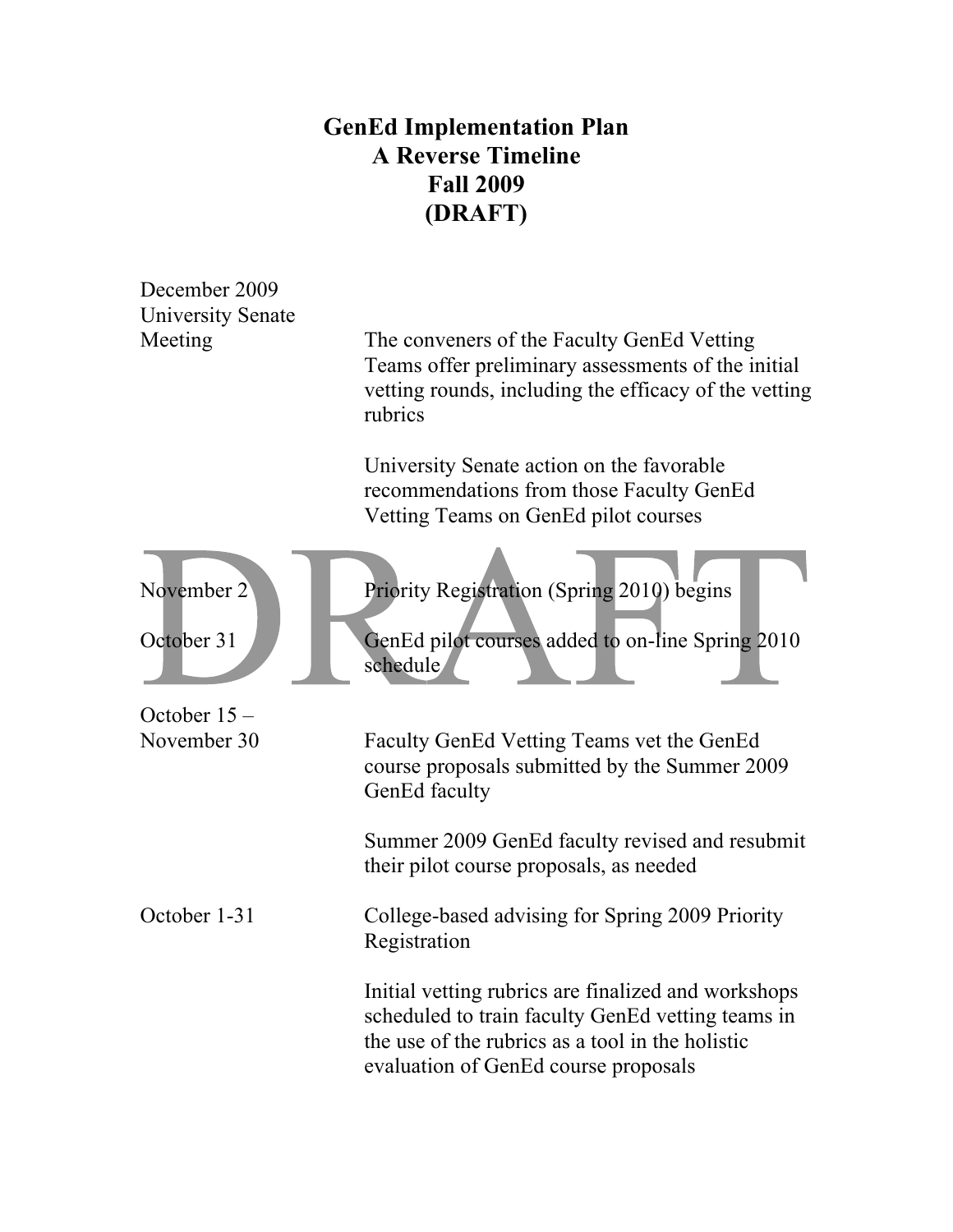# GenEd Implementation Plan
## A Reverse Timeline
## Fall 2009
## (DRAFT)

| Date | Activity |
|---|---|
| December 2009 University Senate Meeting | The conveners of the Faculty GenEd Vetting Teams offer preliminary assessments of the initial vetting rounds, including the efficacy of the vetting rubrics<br><br>University Senate action on the favorable recommendations from those Faculty GenEd Vetting Teams on GenEd pilot courses |
| November 2 | Priority Registration (Spring 2010) begins |
| October 31 | GenEd pilot courses added to on-line Spring 2010 schedule |
| October 15 – November 30 | Faculty GenEd Vetting Teams vet the GenEd course proposals submitted by the Summer 2009 GenEd faculty<br><br>Summer 2009 GenEd faculty revised and resubmit their pilot course proposals, as needed |
| October 1-31 | College-based advising for Spring 2009 Priority Registration<br><br>Initial vetting rubrics are finalized and workshops scheduled to train faculty GenEd vetting teams in the use of the rubrics as a tool in the holistic evaluation of GenEd course proposals |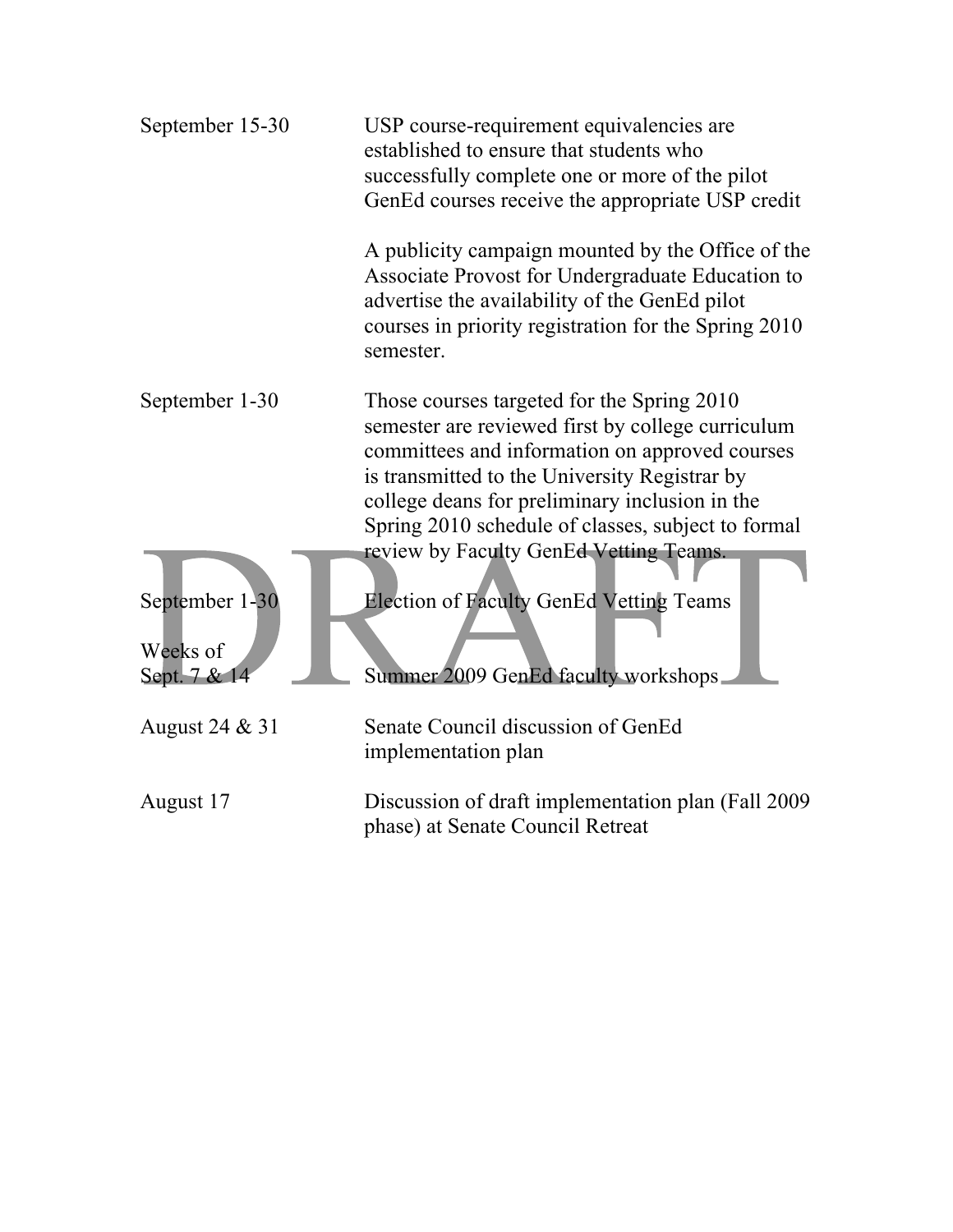| | |
|---|---|
| September 15-30 | USP course-requirement equivalencies are established to ensure that students who successfully complete one or more of the pilot GenEd courses receive the appropriate USP credit<br><br>A publicity campaign mounted by the Office of the Associate Provost for Undergraduate Education to advertise the availability of the GenEd pilot courses in priority registration for the Spring 2010 semester. |
| September 1-30 | Those courses targeted for the Spring 2010 semester are reviewed first by college curriculum committees and information on approved courses is transmitted to the University Registrar by college deans for preliminary inclusion in the Spring 2010 schedule of classes, subject to formal review by Faculty GenEd Vetting Teams. |
| September 1-30 | Election of Faculty GenEd Vetting Teams |
| Weeks of Sept. 7 & 14 | Summer 2009 GenEd faculty workshops |
| August 24 & 31 | Senate Council discussion of GenEd implementation plan |
| August 17 | Discussion of draft implementation plan (Fall 2009 phase) at Senate Council Retreat |

DRAFT